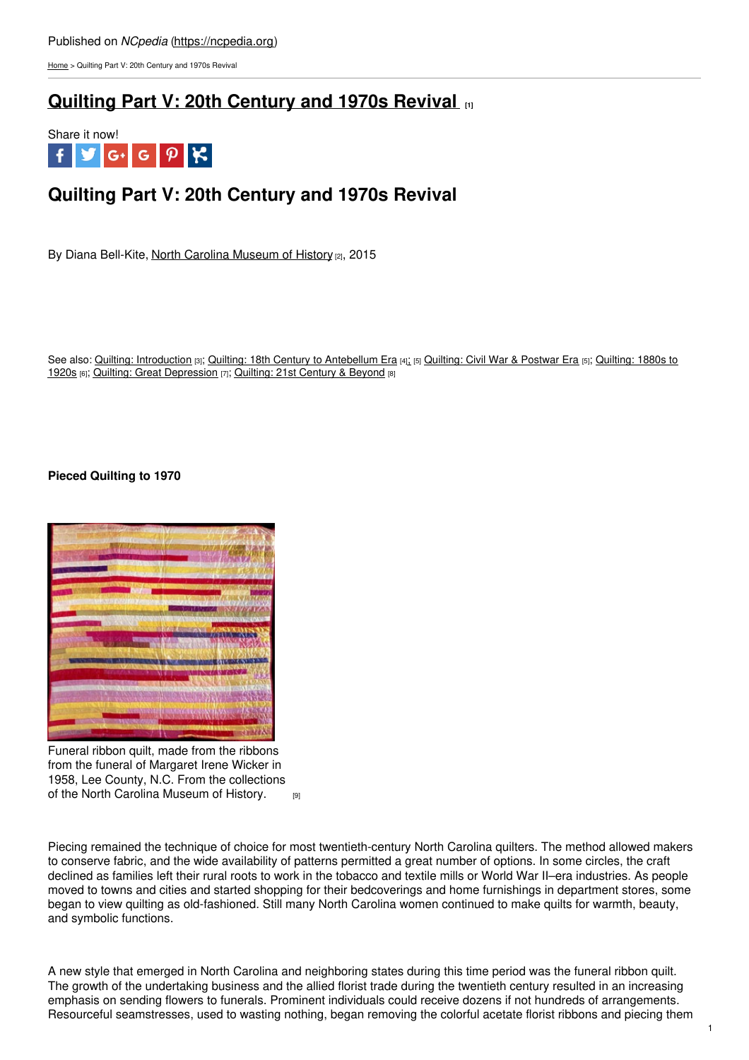Published on *NCpedia* (https://ncpedia.org)

Home > Quilting Part V: 20th Century and 1970s Revival

# Quilting Part V: 20th Century and 1970s Revival [1]

Share it now!

## Quilting Part V: 20th Century and 1970s Revival

By Diana Bell-Kite, North Carolina Museum of History [2], 2015

See also: Quilting: Introduction [3]; Quilting: 18th Century to Antebellum Era [4]; [5] Quilting: Civil War & Postwar Era [5]; Quilting: 1880s to 1920s [6]; Quilting: Great Depression [7]; Quilting: 21st Century & Beyond [8]

**Pieced Quilting to 1970**

Funeral ribbon quilt, made from the ribbons from the funeral of Margaret Irene Wicker in 1958, Lee County, N.C. From the collections of the North Carolina Museum of History. [9]

Piecing remained the technique of choice for most twentieth-century North Carolina quilters. The method allowed makers to conserve fabric, and the wide availability of patterns permitted a great number of options. In some circles, the craft declined as families left their rural roots to work in the tobacco and textile mills or World War II–era industries. As people moved to towns and cities and started shopping for their bedcoverings and home furnishings in department stores, some began to view quilting as old-fashioned. Still many North Carolina women continued to make quilts for warmth, beauty, and symbolic functions.

A new style that emerged in North Carolina and neighboring states during this time period was the funeral ribbon quilt. The growth of the undertaking business and the allied florist trade during the twentieth century resulted in an increasing emphasis on sending flowers to funerals. Prominent individuals could receive dozens if not hundreds of arrangements. Resourceful seamstresses, used to wasting nothing, began removing the colorful acetate florist ribbons and piecing them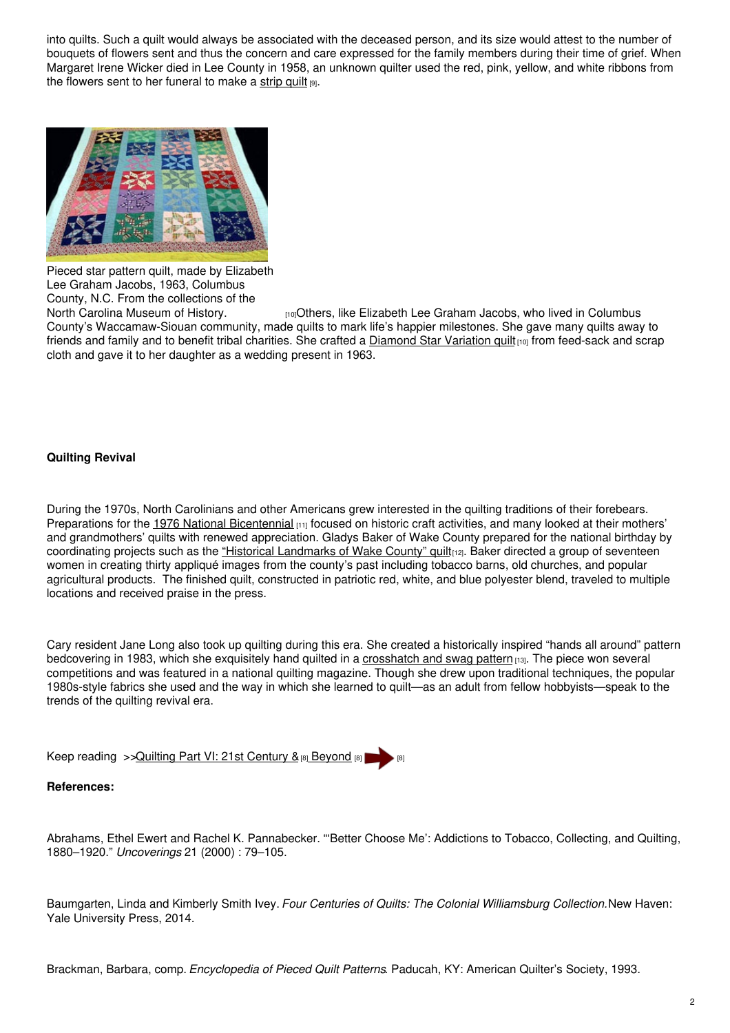into quilts. Such a quilt would always be associated with the deceased person, and its size would attest to the number of bouquets of flowers sent and thus the concern and care expressed for the family members during their time of grief. When Margaret Irene Wicker died in Lee County in 1958, an unknown quilter used the red, pink, yellow, and white ribbons from the flowers sent to her funeral to make a strip quilt [9].

Pieced star pattern quilt, made by Elizabeth Lee Graham Jacobs, 1963, Columbus County, N.C. From the collections of the North Carolina Museum of History. [10]

Others, like Elizabeth Lee Graham Jacobs, who lived in Columbus County's Waccamaw-Siouan community, made quilts to mark life's happier milestones. She gave many quilts away to friends and family and to benefit tribal charities. She crafted a Diamond Star Variation quilt [10] from feed-sack and scrap cloth and gave it to her daughter as a wedding present in 1963.

**Quilting Revival**

During the 1970s, North Carolinians and other Americans grew interested in the quilting traditions of their forebears. Preparations for the 1976 National Bicentennial [11] focused on historic craft activities, and many looked at their mothers' and grandmothers' quilts with renewed appreciation. Gladys Baker of Wake County prepared for the national birthday by coordinating projects such as the "Historical Landmarks of Wake County" quilt [12]. Baker directed a group of seventeen women in creating thirty appliqué images from the county's past including tobacco barns, old churches, and popular agricultural products. The finished quilt, constructed in patriotic red, white, and blue polyester blend, traveled to multiple locations and received praise in the press.

Cary resident Jane Long also took up quilting during this era. She created a historically inspired "hands all around" pattern bedcovering in 1983, which she exquisitely hand quilted in a crosshatch and swag pattern [13]. The piece won several competitions and was featured in a national quilting magazine. Though she drew upon traditional techniques, the popular 1980s-style fabrics she used and the way in which she learned to quilt—as an adult from fellow hobbyists—speak to the trends of the quilting revival era.

Keep reading >>Quilting Part VI: 21st Century & [8] Beyond [8] [8]

**References:**

Abrahams, Ethel Ewert and Rachel K. Pannabecker. "'Better Choose Me': Addictions to Tobacco, Collecting, and Quilting, 1880–1920." *Uncoverings* 21 (2000) : 79–105.

Baumgarten, Linda and Kimberly Smith Ivey. *Four Centuries of Quilts: The Colonial Williamsburg Collection.* New Haven: Yale University Press, 2014.

Brackman, Barbara, comp. *Encyclopedia of Pieced Quilt Patterns*. Paducah, KY: American Quilter's Society, 1993.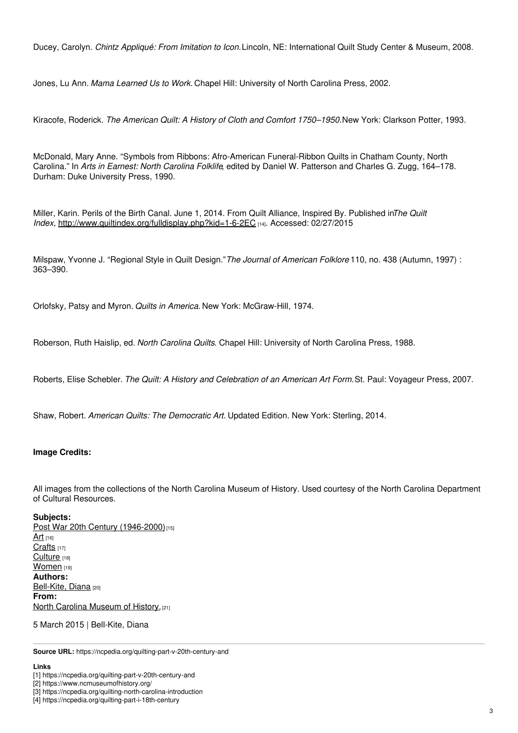Ducey, Carolyn. *Chintz Appliqué: From Imitation to Icon.* Lincoln, NE: International Quilt Study Center & Museum, 2008.

Jones, Lu Ann. *Mama Learned Us to Work.* Chapel Hill: University of North Carolina Press, 2002.

Kiracofe, Roderick. *The American Quilt: A History of Cloth and Comfort 1750–1950.* New York: Clarkson Potter, 1993.

McDonald, Mary Anne. "Symbols from Ribbons: Afro-American Funeral-Ribbon Quilts in Chatham County, North Carolina." In *Arts in Earnest: North Carolina Folklife*, edited by Daniel W. Patterson and Charles G. Zugg, 164–178. Durham: Duke University Press, 1990.

Miller, Karin. Perils of the Birth Canal. June 1, 2014. From Quilt Alliance, Inspired By. Published in *The Quilt Index*, http://www.quiltindex.org/fulldisplay.php?kid=1-6-2EC [14]. Accessed: 02/27/2015

Milspaw, Yvonne J. "Regional Style in Quilt Design." *The Journal of American Folklore* 110, no. 438 (Autumn, 1997) : 363–390.

Orlofsky, Patsy and Myron. *Quilts in America.* New York: McGraw-Hill, 1974.

Roberson, Ruth Haislip, ed. *North Carolina Quilts*. Chapel Hill: University of North Carolina Press, 1988.

Roberts, Elise Schebler. *The Quilt: A History and Celebration of an American Art Form.* St. Paul: Voyageur Press, 2007.

Shaw, Robert. *American Quilts: The Democratic Art*. Updated Edition. New York: Sterling, 2014.

**Image Credits:**

All images from the collections of the North Carolina Museum of History. Used courtesy of the North Carolina Department of Cultural Resources.

**Subjects:**
Post War 20th Century (1946-2000) [15]
Art [16]
Crafts [17]
Culture [18]
Women [19]
**Authors:**
Bell-Kite, Diana [20]
**From:**
North Carolina Museum of History. [21]

5 March 2015 | Bell-Kite, Diana

**Source URL:** https://ncpedia.org/quilting-part-v-20th-century-and

**Links**
[1] https://ncpedia.org/quilting-part-v-20th-century-and
[2] https://www.ncmuseumofhistory.org/
[3] https://ncpedia.org/quilting-north-carolina-introduction
[4] https://ncpedia.org/quilting-part-i-18th-century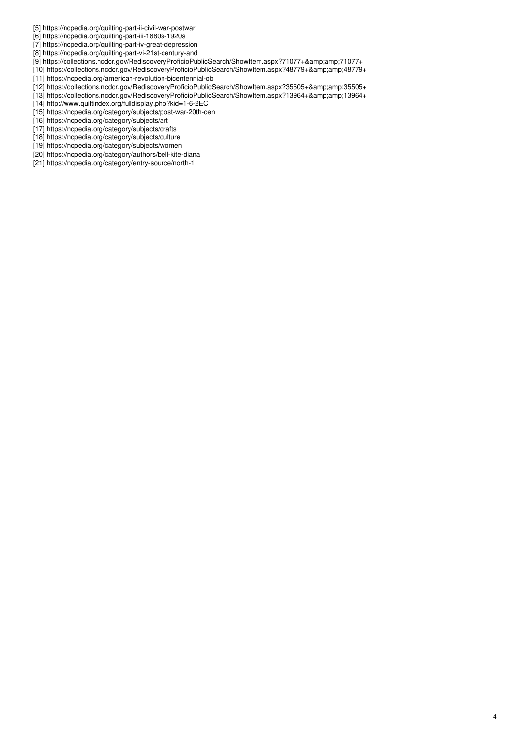[5] https://ncpedia.org/quilting-part-ii-civil-war-postwar
[6] https://ncpedia.org/quilting-part-iii-1880s-1920s
[7] https://ncpedia.org/quilting-part-iv-great-depression
[8] https://ncpedia.org/quilting-part-vi-21st-century-and
[9] https://collections.ncdcr.gov/RediscoveryProficioPublicSearch/ShowItem.aspx?71077+&amp;amp;71077+
[10] https://collections.ncdcr.gov/RediscoveryProficioPublicSearch/ShowItem.aspx?48779+&amp;amp;48779+
[11] https://ncpedia.org/american-revolution-bicentennial-ob
[12] https://collections.ncdcr.gov/RediscoveryProficioPublicSearch/ShowItem.aspx?35505+&amp;amp;35505+
[13] https://collections.ncdcr.gov/RediscoveryProficioPublicSearch/ShowItem.aspx?13964+&amp;amp;13964+
[14] http://www.quiltindex.org/fulldisplay.php?kid=1-6-2EC
[15] https://ncpedia.org/category/subjects/post-war-20th-cen
[16] https://ncpedia.org/category/subjects/art
[17] https://ncpedia.org/category/subjects/crafts
[18] https://ncpedia.org/category/subjects/culture
[19] https://ncpedia.org/category/subjects/women
[20] https://ncpedia.org/category/authors/bell-kite-diana
[21] https://ncpedia.org/category/entry-source/north-1